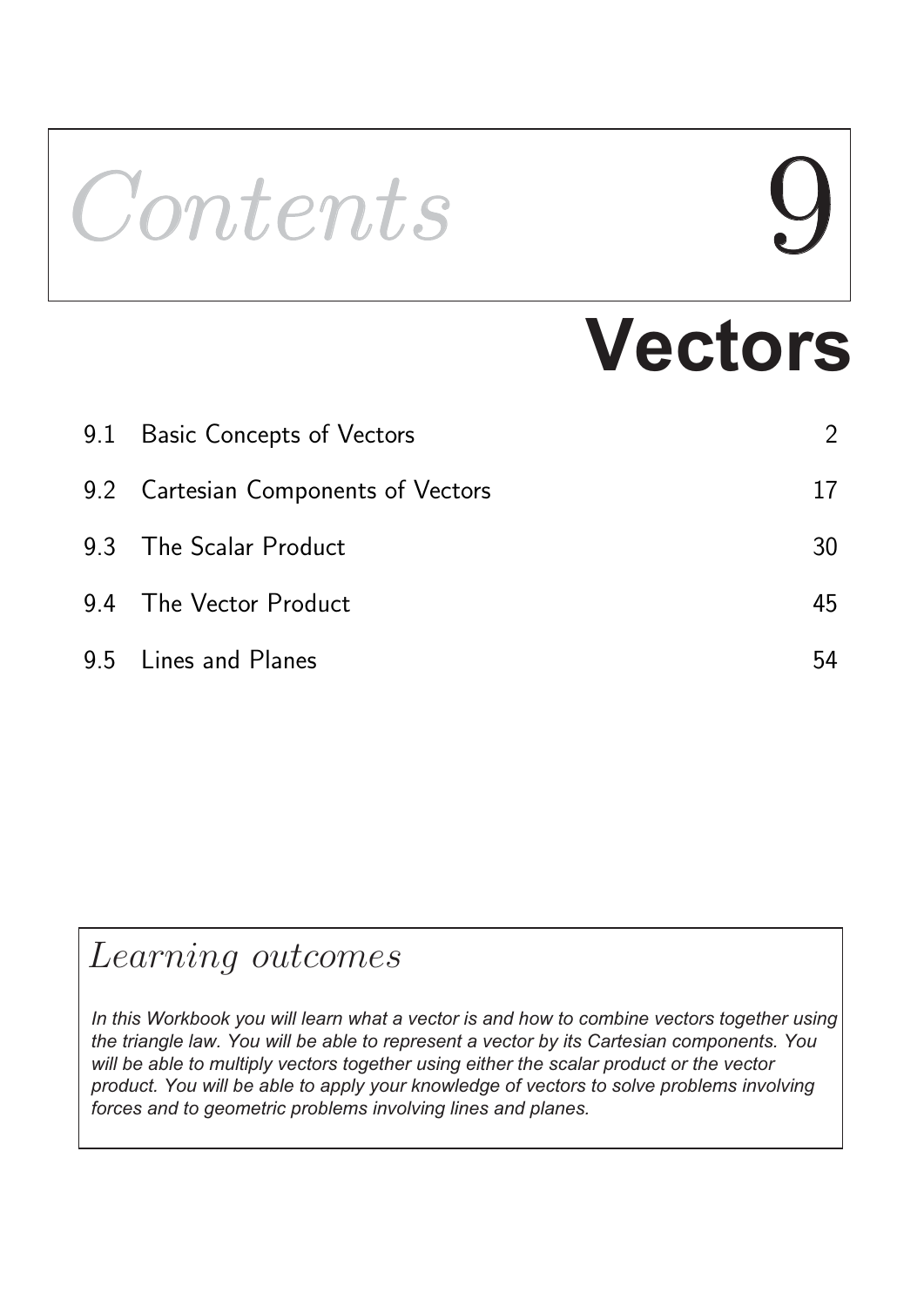# *Contents* 9

# Vectors

| | | |
|---|---|---|
| 9.1 | Basic Concepts of Vectors | 2 |
| 9.2 | Cartesian Components of Vectors | 17 |
| 9.3 | The Scalar Product | 30 |
| 9.4 | The Vector Product | 45 |
| 9.5 | Lines and Planes | 54 |

## *Learning outcomes*

*In this Workbook you will learn what a vector is and how to combine vectors together using the triangle law. You will be able to represent a vector by its Cartesian components. You will be able to multiply vectors together using either the scalar product or the vector product. You will be able to apply your knowledge of vectors to solve problems involving forces and to geometric problems involving lines and planes.*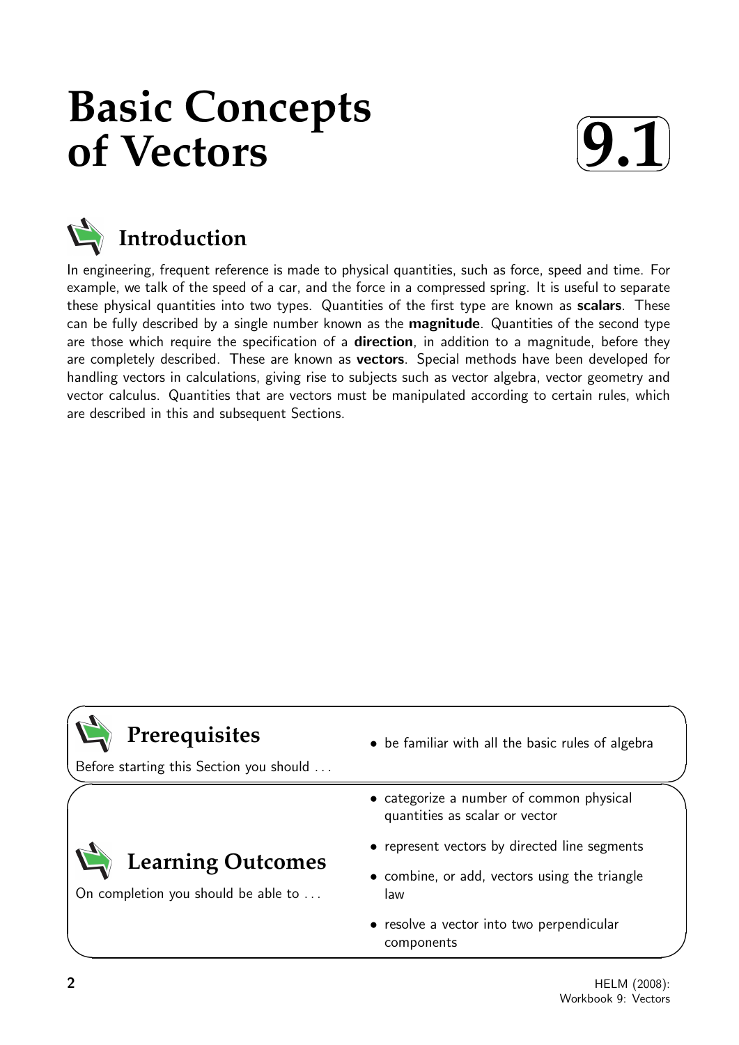# Basic Concepts of Vectors

**9.1**

## Introduction

In engineering, frequent reference is made to physical quantities, such as force, speed and time. For example, we talk of the speed of a car, and the force in a compressed spring. It is useful to separate these physical quantities into two types. Quantities of the first type are known as **scalars**. These can be fully described by a single number known as the **magnitude**. Quantities of the second type are those which require the specification of a **direction**, in addition to a magnitude, before they are completely described. These are known as **vectors**. Special methods have been developed for handling vectors in calculations, giving rise to subjects such as vector algebra, vector geometry and vector calculus. Quantities that are vectors must be manipulated according to certain rules, which are described in this and subsequent Sections.

## Prerequisites

Before starting this Section you should ...

- be familiar with all the basic rules of algebra

## Learning Outcomes

On completion you should be able to ...

- categorize a number of common physical quantities as scalar or vector
- represent vectors by directed line segments
- combine, or add, vectors using the triangle law
- resolve a vector into two perpendicular components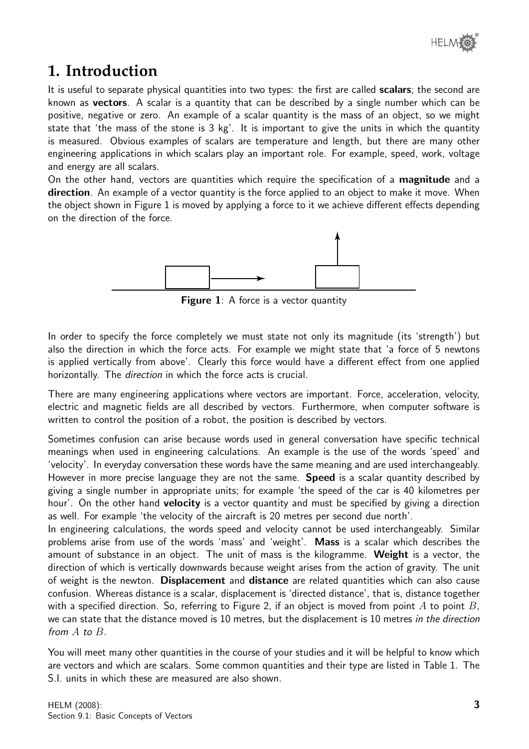# 1. Introduction

It is useful to separate physical quantities into two types: the first are called **scalars**; the second are known as **vectors**. A scalar is a quantity that can be described by a single number which can be positive, negative or zero. An example of a scalar quantity is the mass of an object, so we might state that 'the mass of the stone is 3 kg'. It is important to give the units in which the quantity is measured. Obvious examples of scalars are temperature and length, but there are many other engineering applications in which scalars play an important role. For example, speed, work, voltage and energy are all scalars.

On the other hand, vectors are quantities which require the specification of a **magnitude** and a **direction**. An example of a vector quantity is the force applied to an object to make it move. When the object shown in Figure 1 is moved by applying a force to it we achieve different effects depending on the direction of the force.

**Figure 1**: A force is a vector quantity

In order to specify the force completely we must state not only its magnitude (its 'strength') but also the direction in which the force acts. For example we might state that 'a force of 5 newtons is applied vertically from above'. Clearly this force would have a different effect from one applied horizontally. The *direction* in which the force acts is crucial.

There are many engineering applications where vectors are important. Force, acceleration, velocity, electric and magnetic fields are all described by vectors. Furthermore, when computer software is written to control the position of a robot, the position is described by vectors.

Sometimes confusion can arise because words used in general conversation have specific technical meanings when used in engineering calculations. An example is the use of the words 'speed' and 'velocity'. In everyday conversation these words have the same meaning and are used interchangeably. However in more precise language they are not the same. **Speed** is a scalar quantity described by giving a single number in appropriate units; for example 'the speed of the car is 40 kilometres per hour'. On the other hand **velocity** is a vector quantity and must be specified by giving a direction as well. For example 'the velocity of the aircraft is 20 metres per second due north'.

In engineering calculations, the words speed and velocity cannot be used interchangeably. Similar problems arise from use of the words 'mass' and 'weight'. **Mass** is a scalar which describes the amount of substance in an object. The unit of mass is the kilogramme. **Weight** is a vector, the direction of which is vertically downwards because weight arises from the action of gravity. The unit of weight is the newton. **Displacement** and **distance** are related quantities which can also cause confusion. Whereas distance is a scalar, displacement is 'directed distance', that is, distance together with a specified direction. So, referring to Figure 2, if an object is moved from point $A$ to point $B$, we can state that the distance moved is 10 metres, but the displacement is 10 metres *in the direction from $A$ to $B$*.

You will meet many other quantities in the course of your studies and it will be helpful to know which are vectors and which are scalars. Some common quantities and their type are listed in Table 1. The S.I. units in which these are measured are also shown.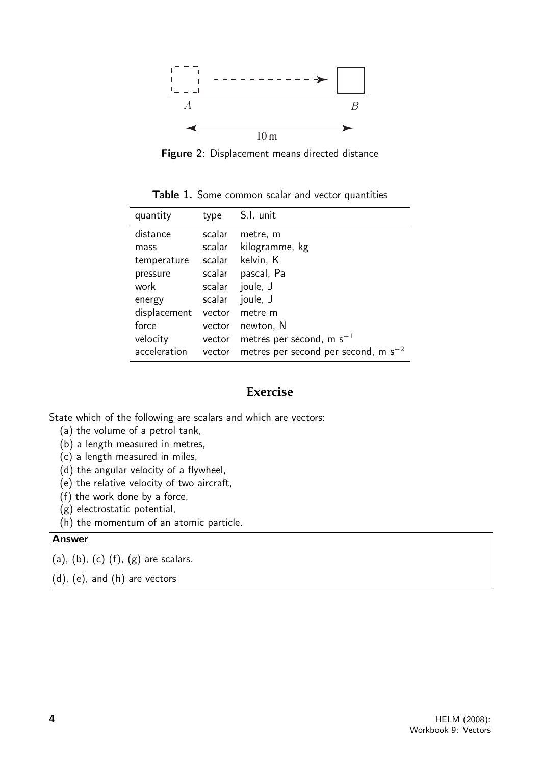Figure 2: Displacement means directed distance

**Table 1.** Some common scalar and vector quantities

| quantity | type | S.I. unit |
|---|---|---|
| distance | scalar | metre, m |
| mass | scalar | kilogramme, kg |
| temperature | scalar | kelvin, K |
| pressure | scalar | pascal, Pa |
| work | scalar | joule, J |
| energy | scalar | joule, J |
| displacement | vector | metre m |
| force | vector | newton, N |
| velocity | vector | metres per second, m $s^{-1}$ |
| acceleration | vector | metres per second per second, m $s^{-2}$ |

## Exercise

State which of the following are scalars and which are vectors:

(a) the volume of a petrol tank,
(b) a length measured in metres,
(c) a length measured in miles,
(d) the angular velocity of a flywheel,
(e) the relative velocity of two aircraft,
(f) the work done by a force,
(g) electrostatic potential,
(h) the momentum of an atomic particle.

**Answer**

(a), (b), (c) (f), (g) are scalars.

(d), (e), and (h) are vectors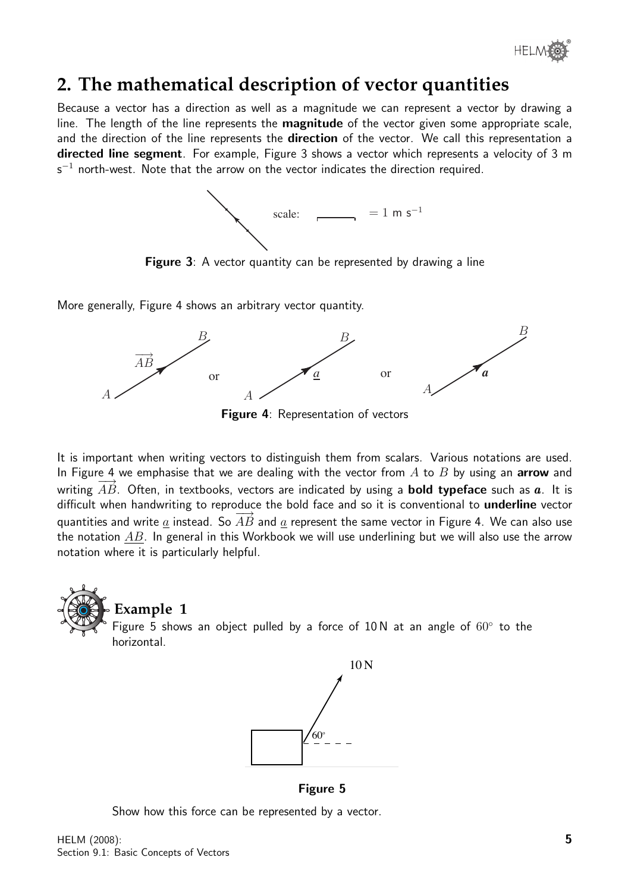## 2. The mathematical description of vector quantities

Because a vector has a direction as well as a magnitude we can represent a vector by drawing a line. The length of the line represents the **magnitude** of the vector given some appropriate scale, and the direction of the line represents the **direction** of the vector. We call this representation a **directed line segment**. For example, Figure 3 shows a vector which represents a velocity of 3 m $s^{-1}$ north-west. Note that the arrow on the vector indicates the direction required.

**Figure 3**: A vector quantity can be represented by drawing a line

More generally, Figure 4 shows an arbitrary vector quantity.

**Figure 4**: Representation of vectors

It is important when writing vectors to distinguish them from scalars. Various notations are used. In Figure 4 we emphasise that we are dealing with the vector from $A$ to $B$ by using an **arrow** and writing $\overrightarrow{AB}$. Often, in textbooks, vectors are indicated by using a **bold typeface** such as $\boldsymbol{a}$. It is difficult when handwriting to reproduce the bold face and so it is conventional to **underline** vector quantities and write $\underline{a}$ instead. So $\overrightarrow{AB}$ and $\underline{a}$ represent the same vector in Figure 4. We can also use the notation $\underline{AB}$. In general in this Workbook we will use underlining but we will also use the arrow notation where it is particularly helpful.

### Example 1

Figure 5 shows an object pulled by a force of 10 N at an angle of $60^\circ$ to the horizontal.

**Figure 5**

Show how this force can be represented by a vector.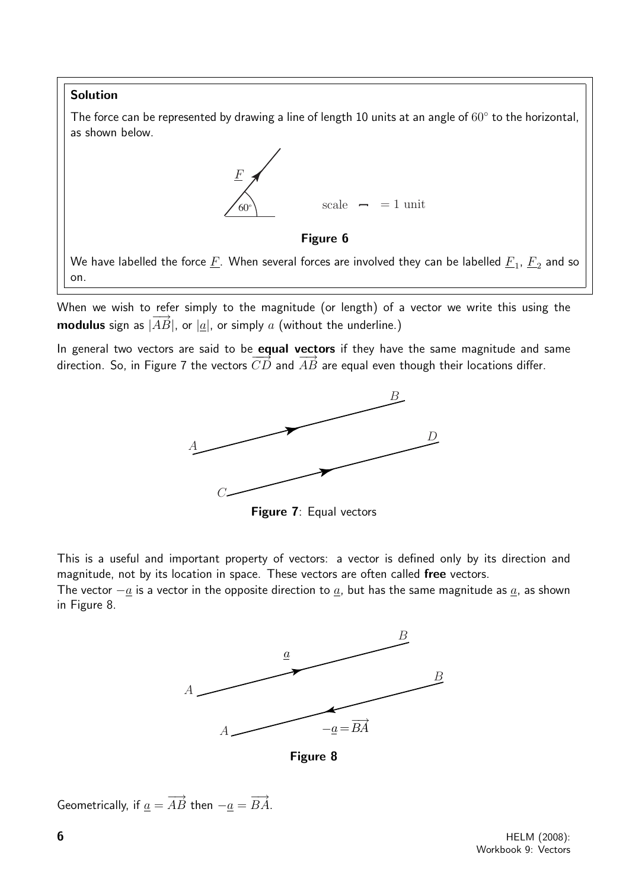**Solution**

The force can be represented by drawing a line of length 10 units at an angle of $60^\circ$ to the horizontal, as shown below.

Figure 6

We have labelled the force $\underline{F}$. When several forces are involved they can be labelled $\underline{F}_1$, $\underline{F}_2$ and so on.

When we wish to refer simply to the magnitude (or length) of a vector we write this using the **modulus** sign as $|\overrightarrow{AB}|$, or $|\underline{a}|$, or simply $a$ (without the underline.)

In general two vectors are said to be **equal vectors** if they have the same magnitude and same direction. So, in Figure 7 the vectors $\overrightarrow{CD}$ and $\overrightarrow{AB}$ are equal even though their locations differ.

**Figure 7**: Equal vectors

This is a useful and important property of vectors: a vector is defined only by its direction and magnitude, not by its location in space. These vectors are often called **free** vectors.

The vector $-\underline{a}$ is a vector in the opposite direction to $\underline{a}$, but has the same magnitude as $\underline{a}$, as shown in Figure 8.

**Figure 8**

Geometrically, if $\underline{a} = \overrightarrow{AB}$ then $-\underline{a} = \overrightarrow{BA}$.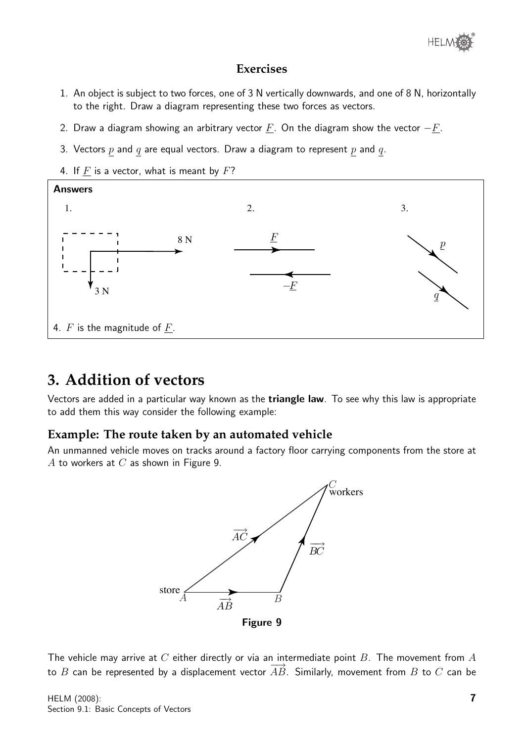### Exercises

1. An object is subject to two forces, one of 3 N vertically downwards, and one of 8 N, horizontally to the right. Draw a diagram representing these two forces as vectors.
2. Draw a diagram showing an arbitrary vector $\underline{F}$. On the diagram show the vector $-\underline{F}$.
3. Vectors $\underline{p}$ and $\underline{q}$ are equal vectors. Draw a diagram to represent $\underline{p}$ and $\underline{q}$.
4. If $\underline{F}$ is a vector, what is meant by $F$?

**Answers**

1. 2. 3.

4. $F$ is the magnitude of $\underline{F}$.

# 3. Addition of vectors

Vectors are added in a particular way known as the **triangle law**. To see why this law is appropriate to add them this way consider the following example:

### Example: The route taken by an automated vehicle

An unmanned vehicle moves on tracks around a factory floor carrying components from the store at $A$ to workers at $C$ as shown in Figure 9.

**Figure 9**

The vehicle may arrive at $C$ either directly or via an intermediate point $B$. The movement from $A$ to $B$ can be represented by a displacement vector $\overrightarrow{AB}$. Similarly, movement from $B$ to $C$ can be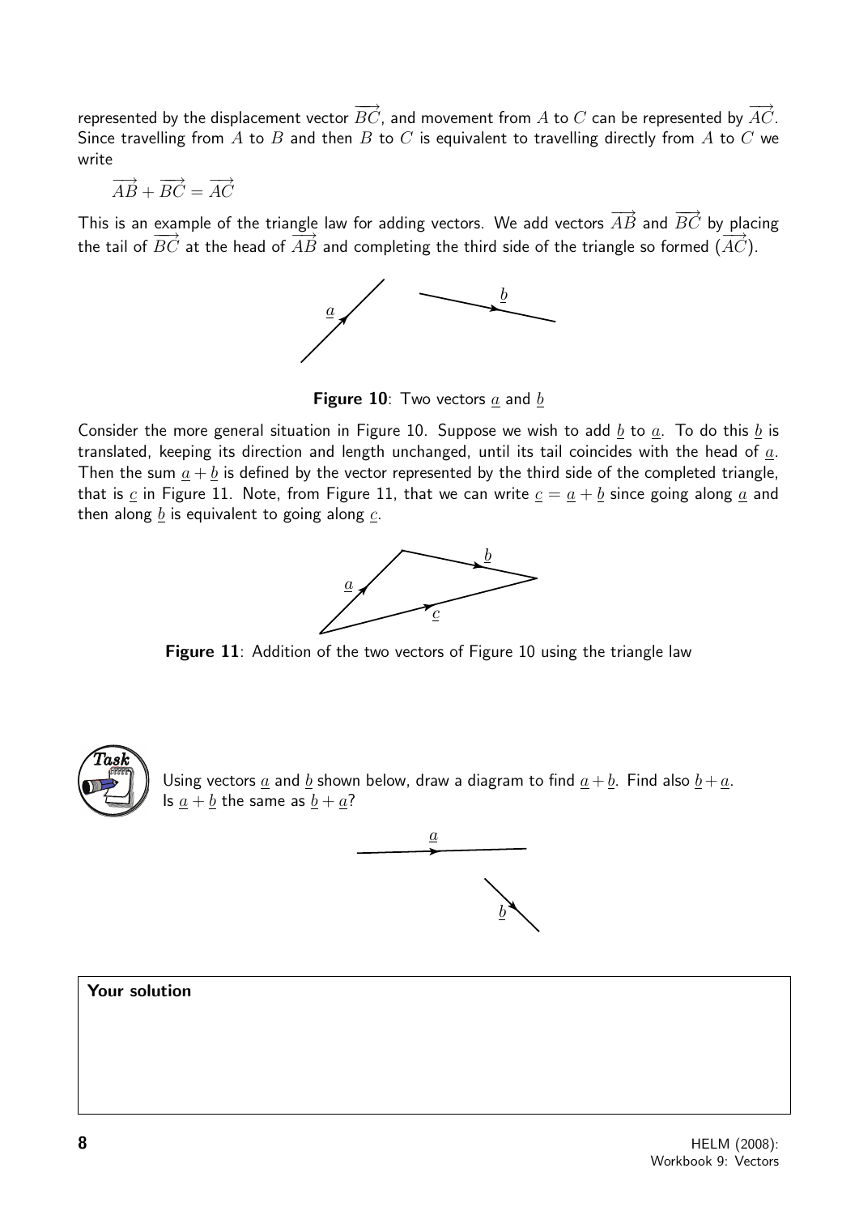represented by the displacement vector $\overrightarrow{BC}$, and movement from $A$ to $C$ can be represented by $\overrightarrow{AC}$. Since travelling from $A$ to $B$ and then $B$ to $C$ is equivalent to travelling directly from $A$ to $C$ we write

$$\overrightarrow{AB} + \overrightarrow{BC} = \overrightarrow{AC}$$

This is an example of the triangle law for adding vectors. We add vectors $\overrightarrow{AB}$ and $\overrightarrow{BC}$ by placing the tail of $\overrightarrow{BC}$ at the head of $\overrightarrow{AB}$ and completing the third side of the triangle so formed ($\overrightarrow{AC}$).

**Figure 10**: Two vectors $\underline{a}$ and $\underline{b}$

Consider the more general situation in Figure 10. Suppose we wish to add $\underline{b}$ to $\underline{a}$. To do this $\underline{b}$ is translated, keeping its direction and length unchanged, until its tail coincides with the head of $\underline{a}$. Then the sum $\underline{a} + \underline{b}$ is defined by the vector represented by the third side of the completed triangle, that is $\underline{c}$ in Figure 11. Note, from Figure 11, that we can write $\underline{c} = \underline{a} + \underline{b}$ since going along $\underline{a}$ and then along $\underline{b}$ is equivalent to going along $\underline{c}$.

**Figure 11**: Addition of the two vectors of Figure 10 using the triangle law

**Task**

Using vectors $\underline{a}$ and $\underline{b}$ shown below, draw a diagram to find $\underline{a} + \underline{b}$. Find also $\underline{b} + \underline{a}$. Is $\underline{a} + \underline{b}$ the same as $\underline{b} + \underline{a}$?

**Your solution**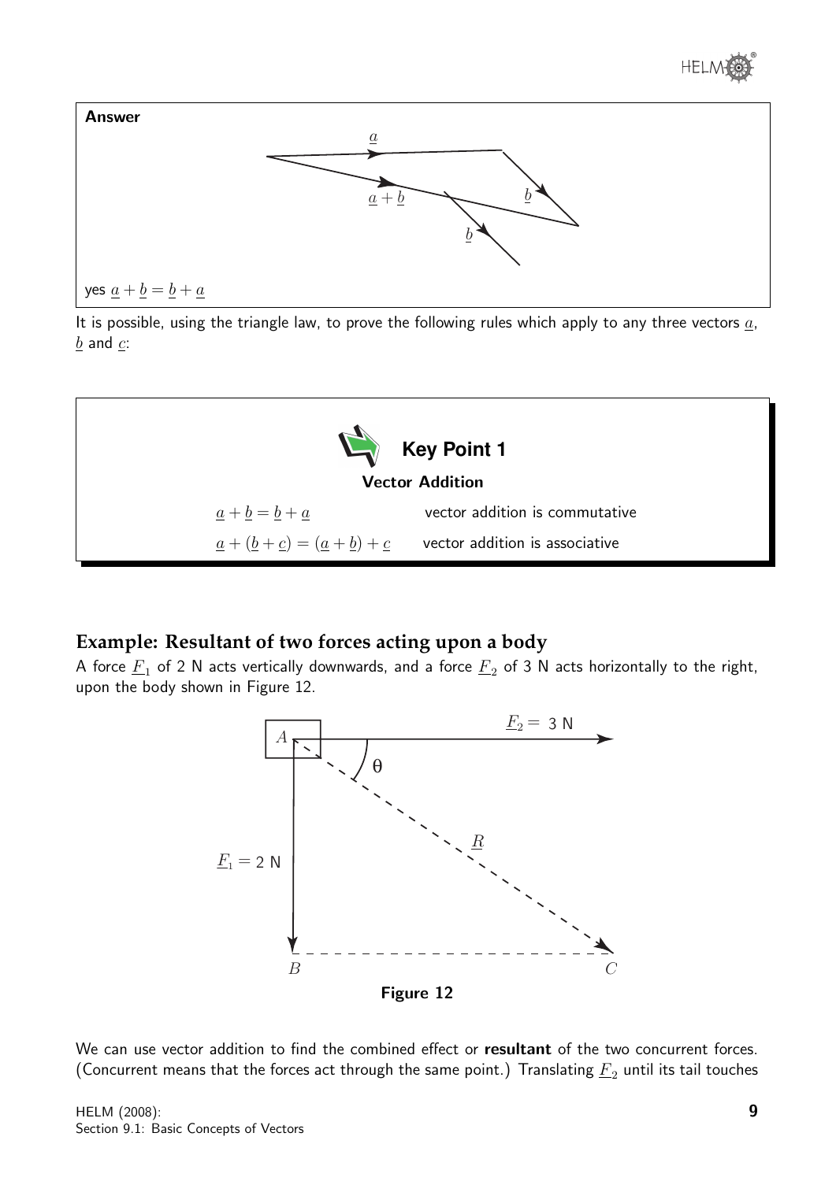**Answer**

yes $\underline{a} + \underline{b} = \underline{b} + \underline{a}$

It is possible, using the triangle law, to prove the following rules which apply to any three vectors $\underline{a}$, $\underline{b}$ and $\underline{c}$:

**Key Point 1**

**Vector Addition**

$\underline{a} + \underline{b} = \underline{b} + \underline{a}$ vector addition is commutative

$\underline{a} + (\underline{b} + \underline{c}) = (\underline{a} + \underline{b}) + \underline{c}$ vector addition is associative

## Example: Resultant of two forces acting upon a body

A force $\underline{F}_1$ of 2 N acts vertically downwards, and a force $\underline{F}_2$ of 3 N acts horizontally to the right, upon the body shown in Figure 12.

**Figure 12**

We can use vector addition to find the combined effect or **resultant** of the two concurrent forces. (Concurrent means that the forces act through the same point.) Translating $\underline{F}_2$ until its tail touches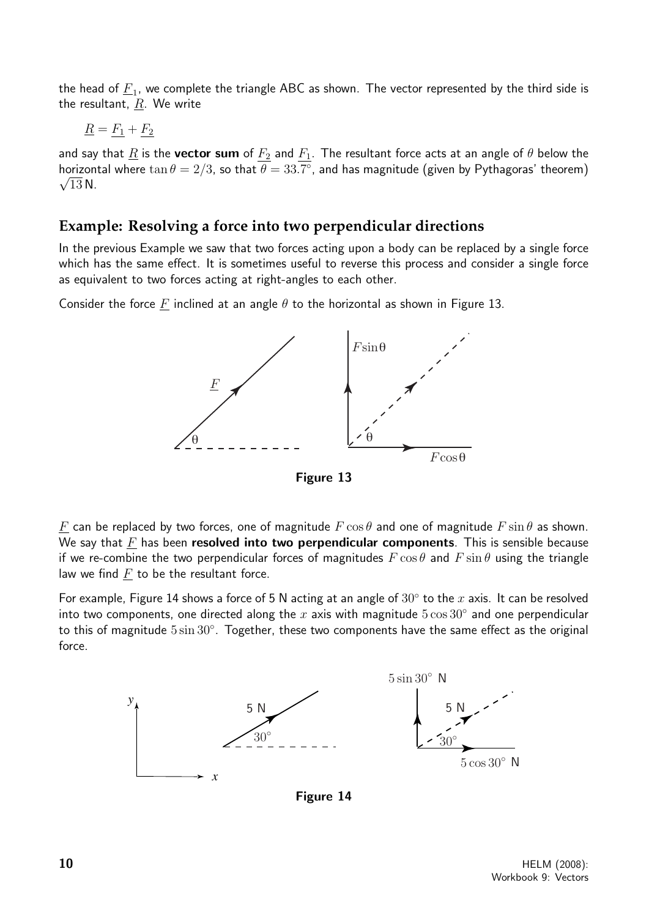the head of $\underline{F}_1$, we complete the triangle ABC as shown. The vector represented by the third side is the resultant, $\underline{R}$. We write

$$\underline{R} = \underline{F_1} + \underline{F_2}$$

and say that $\underline{R}$ is the **vector sum** of $\underline{F_2}$ and $\underline{F_1}$. The resultant force acts at an angle of $\theta$ below the horizontal where $\tan\theta = 2/3$, so that $\theta = 33.7^\circ$, and has magnitude (given by Pythagoras' theorem) $\sqrt{13}$ N.

## Example: Resolving a force into two perpendicular directions

In the previous Example we saw that two forces acting upon a body can be replaced by a single force which has the same effect. It is sometimes useful to reverse this process and consider a single force as equivalent to two forces acting at right-angles to each other.

Consider the force $\underline{F}$ inclined at an angle $\theta$ to the horizontal as shown in Figure 13.

**Figure 13**

$\underline{F}$ can be replaced by two forces, one of magnitude $F\cos\theta$ and one of magnitude $F\sin\theta$ as shown. We say that $\underline{F}$ has been **resolved into two perpendicular components**. This is sensible because if we re-combine the two perpendicular forces of magnitudes $F\cos\theta$ and $F\sin\theta$ using the triangle law we find $\underline{F}$ to be the resultant force.

For example, Figure 14 shows a force of 5 N acting at an angle of $30^\circ$ to the $x$ axis. It can be resolved into two components, one directed along the $x$ axis with magnitude $5\cos 30^\circ$ and one perpendicular to this of magnitude $5\sin 30^\circ$. Together, these two components have the same effect as the original force.

**Figure 14**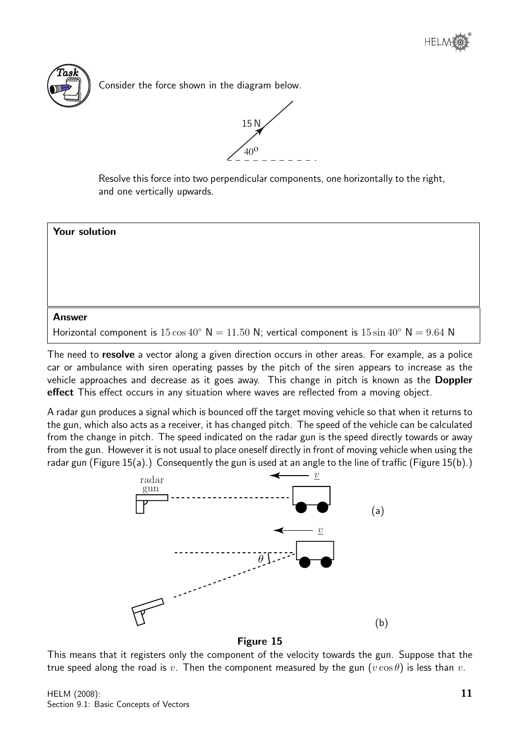**Task**

Consider the force shown in the diagram below.

Resolve this force into two perpendicular components, one horizontally to the right, and one vertically upwards.

**Your solution**

**Answer**

Horizontal component is $15\cos 40^\circ$ N $= 11.50$ N; vertical component is $15\sin 40^\circ$ N $= 9.64$ N

The need to **resolve** a vector along a given direction occurs in other areas. For example, as a police car or ambulance with siren operating passes by the pitch of the siren appears to increase as the vehicle approaches and decrease as it goes away. This change in pitch is known as the **Doppler effect** This effect occurs in any situation where waves are reflected from a moving object.

A radar gun produces a signal which is bounced off the target moving vehicle so that when it returns to the gun, which also acts as a receiver, it has changed pitch. The speed of the vehicle can be calculated from the change in pitch. The speed indicated on the radar gun is the speed directly towards or away from the gun. However it is not usual to place oneself directly in front of moving vehicle when using the radar gun (Figure 15(a).) Consequently the gun is used at an angle to the line of traffic (Figure 15(b).)

**Figure 15**

This means that it registers only the component of the velocity towards the gun. Suppose that the true speed along the road is $v$. Then the component measured by the gun ($v\cos\theta$) is less than $v$.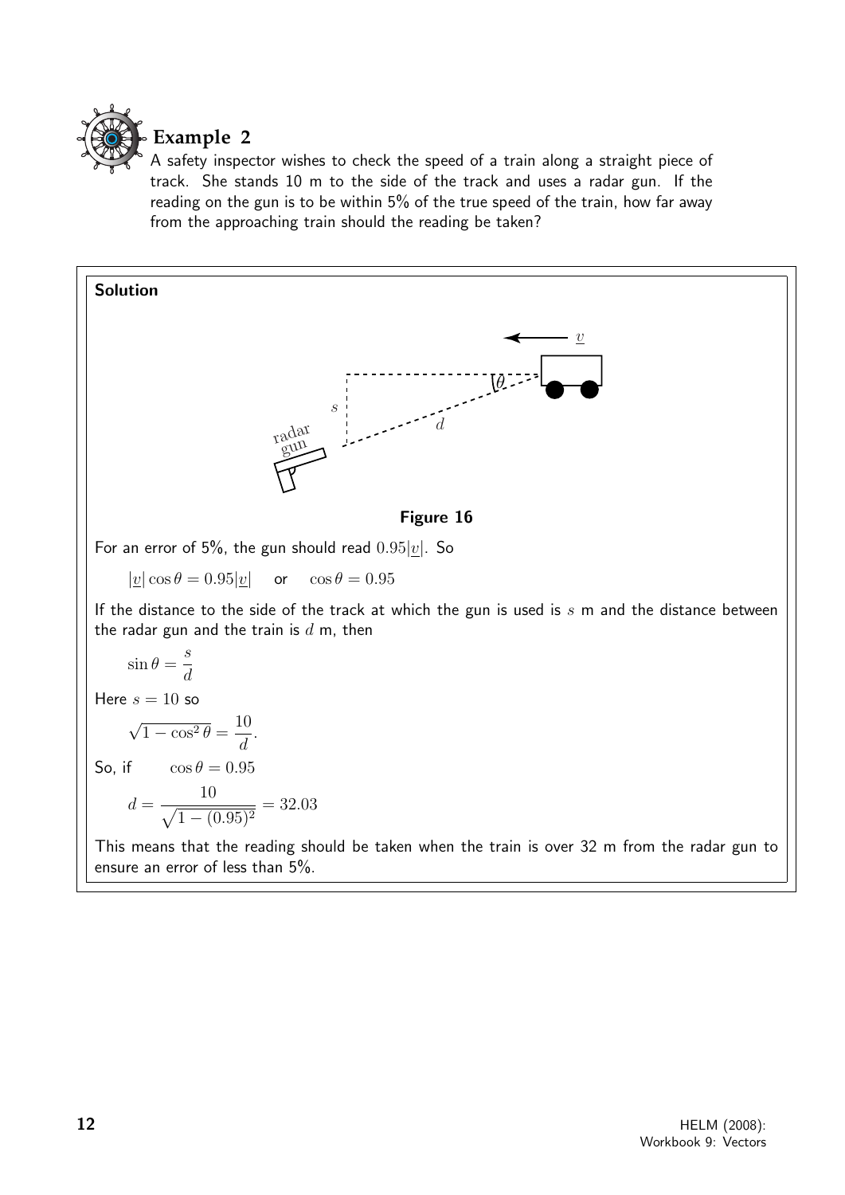## Example 2

A safety inspector wishes to check the speed of a train along a straight piece of track. She stands 10 m to the side of the track and uses a radar gun. If the reading on the gun is to be within 5% of the true speed of the train, how far away from the approaching train should the reading be taken?

**Solution**

**Figure 16**

For an error of 5%, the gun should read $0.95|\underline{v}|$. So

$$|\underline{v}|\cos\theta = 0.95|\underline{v}| \quad \text{or} \quad \cos\theta = 0.95$$

If the distance to the side of the track at which the gun is used is $s$ m and the distance between the radar gun and the train is $d$ m, then

$$\sin\theta = \frac{s}{d}$$

Here $s = 10$ so

$$\sqrt{1-\cos^2\theta} = \frac{10}{d}.$$

So, if $\quad \cos\theta = 0.95$

$$d = \frac{10}{\sqrt{1-(0.95)^2}} = 32.03$$

This means that the reading should be taken when the train is over 32 m from the radar gun to ensure an error of less than 5%.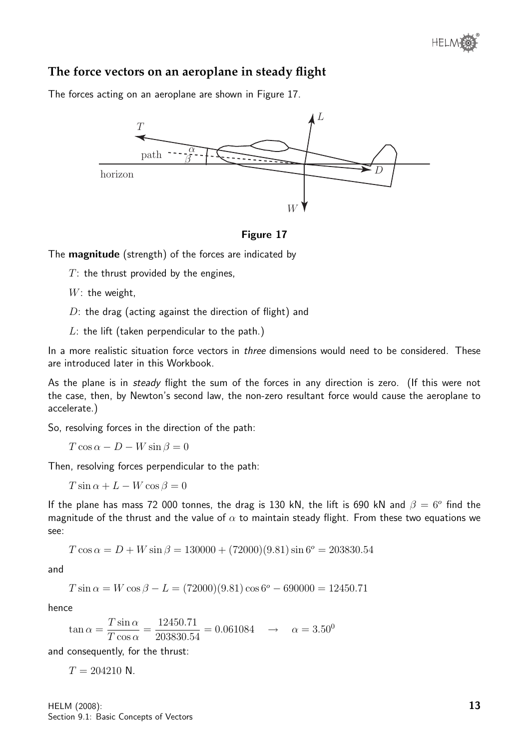## The force vectors on an aeroplane in steady flight

The forces acting on an aeroplane are shown in Figure 17.

**Figure 17**

The **magnitude** (strength) of the forces are indicated by

$T$: the thrust provided by the engines,

$W$: the weight,

$D$: the drag (acting against the direction of flight) and

$L$: the lift (taken perpendicular to the path.)

In a more realistic situation force vectors in *three* dimensions would need to be considered. These are introduced later in this Workbook.

As the plane is in *steady* flight the sum of the forces in any direction is zero. (If this were not the case, then, by Newton's second law, the non-zero resultant force would cause the aeroplane to accelerate.)

So, resolving forces in the direction of the path:

$$T\cos\alpha - D - W\sin\beta = 0$$

Then, resolving forces perpendicular to the path:

$$T\sin\alpha + L - W\cos\beta = 0$$

If the plane has mass 72 000 tonnes, the drag is 130 kN, the lift is 690 kN and $\beta = 6^o$ find the magnitude of the thrust and the value of $\alpha$ to maintain steady flight. From these two equations we see:

$$T\cos\alpha = D + W\sin\beta = 130000 + (72000)(9.81)\sin 6^o = 203830.54$$

and

$$T\sin\alpha = W\cos\beta - L = (72000)(9.81)\cos 6^o - 690000 = 12450.71$$

hence

$$\tan\alpha = \frac{T\sin\alpha}{T\cos\alpha} = \frac{12450.71}{203830.54} = 0.061084 \quad \rightarrow \quad \alpha = 3.50^0$$

and consequently, for the thrust:

$$T = 204210 \text{ N}.$$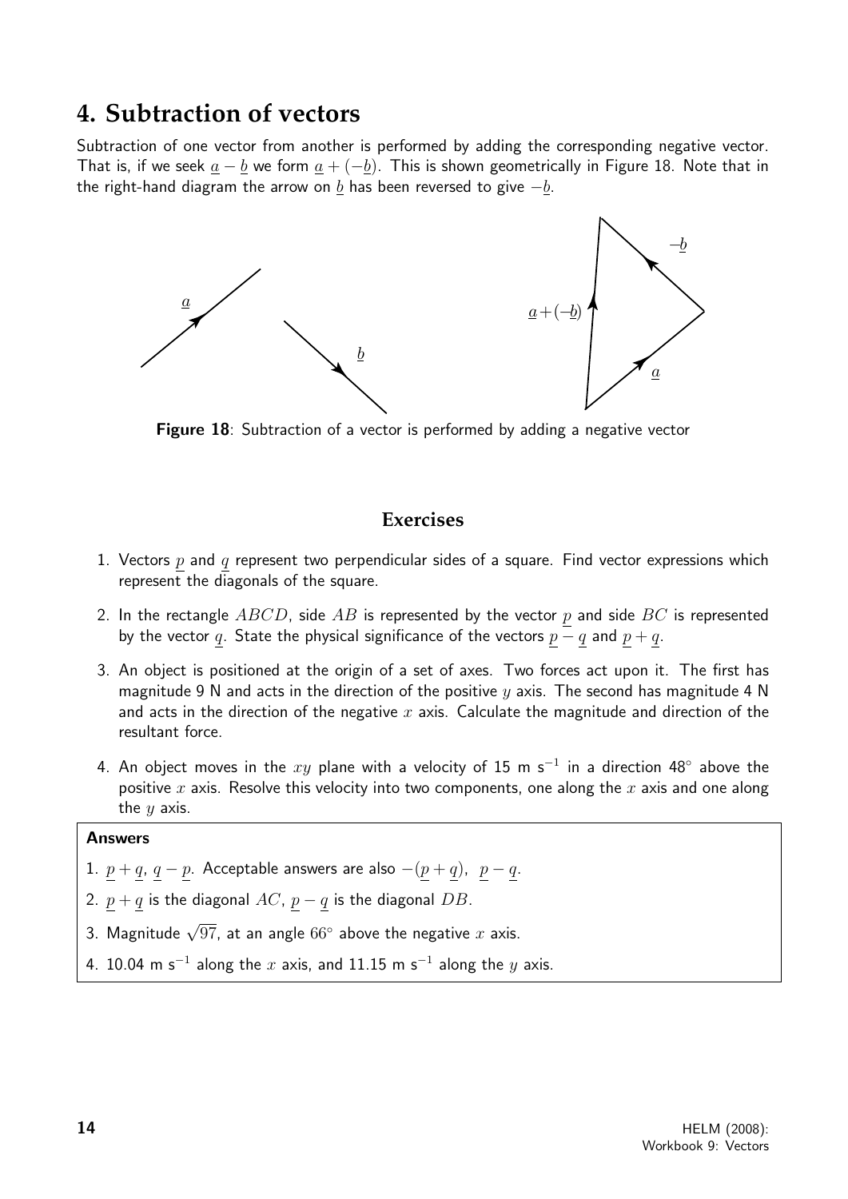## 4. Subtraction of vectors

Subtraction of one vector from another is performed by adding the corresponding negative vector. That is, if we seek $\underline{a} - \underline{b}$ we form $\underline{a} + (-\underline{b})$. This is shown geometrically in Figure 18. Note that in the right-hand diagram the arrow on $\underline{b}$ has been reversed to give $-\underline{b}$.

**Figure 18**: Subtraction of a vector is performed by adding a negative vector

### Exercises

1. Vectors $\underline{p}$ and $\underline{q}$ represent two perpendicular sides of a square. Find vector expressions which represent the diagonals of the square.
2. In the rectangle $ABCD$, side $AB$ is represented by the vector $\underline{p}$ and side $BC$ is represented by the vector $\underline{q}$. State the physical significance of the vectors $\underline{p} - \underline{q}$ and $\underline{p} + \underline{q}$.
3. An object is positioned at the origin of a set of axes. Two forces act upon it. The first has magnitude 9 N and acts in the direction of the positive $y$ axis. The second has magnitude 4 N and acts in the direction of the negative $x$ axis. Calculate the magnitude and direction of the resultant force.
4. An object moves in the $xy$ plane with a velocity of 15 m s$^{-1}$ in a direction 48° above the positive $x$ axis. Resolve this velocity into two components, one along the $x$ axis and one along the $y$ axis.

**Answers**

1. $\underline{p} + \underline{q}$, $\underline{q} - \underline{p}$. Acceptable answers are also $-(\underline{p} + \underline{q})$, $\underline{p} - \underline{q}$.
2. $\underline{p} + \underline{q}$ is the diagonal $AC$, $\underline{p} - \underline{q}$ is the diagonal $DB$.
3. Magnitude $\sqrt{97}$, at an angle $66^\circ$ above the negative $x$ axis.
4. 10.04 m s$^{-1}$ along the $x$ axis, and 11.15 m s$^{-1}$ along the $y$ axis.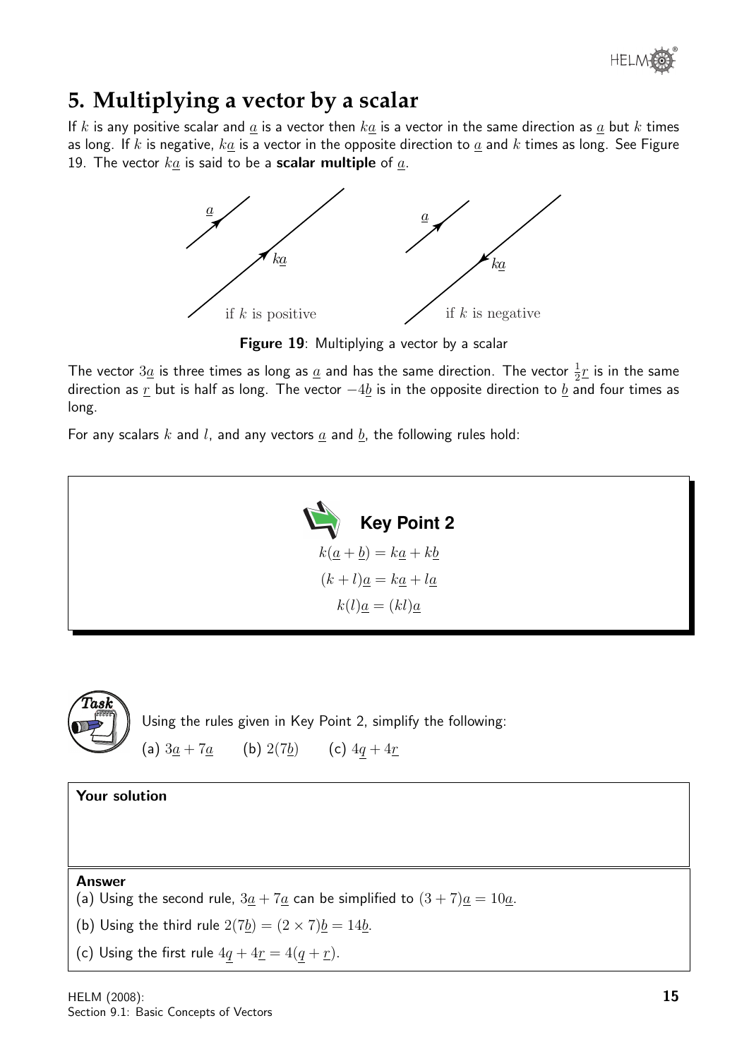## 5. Multiplying a vector by a scalar

If $k$ is any positive scalar and $\underline{a}$ is a vector then $k\underline{a}$ is a vector in the same direction as $\underline{a}$ but $k$ times as long. If $k$ is negative, $k\underline{a}$ is a vector in the opposite direction to $\underline{a}$ and $k$ times as long. See Figure 19. The vector $k\underline{a}$ is said to be a **scalar multiple** of $\underline{a}$.

**Figure 19**: Multiplying a vector by a scalar

The vector $3\underline{a}$ is three times as long as $\underline{a}$ and has the same direction. The vector $\frac{1}{2}\underline{r}$ is in the same direction as $\underline{r}$ but is half as long. The vector $-4\underline{b}$ is in the opposite direction to $\underline{b}$ and four times as long.

For any scalars $k$ and $l$, and any vectors $\underline{a}$ and $\underline{b}$, the following rules hold:

**Key Point 2**

$$k(\underline{a}+\underline{b}) = k\underline{a}+k\underline{b}$$

$$(k+l)\underline{a} = k\underline{a}+l\underline{a}$$

$$k(l)\underline{a} = (kl)\underline{a}$$

**Task**

Using the rules given in Key Point 2, simplify the following:

(a) $3\underline{a}+7\underline{a}$ (b) $2(7\underline{b})$ (c) $4\underline{q}+4\underline{r}$

**Your solution**

**Answer**

(a) Using the second rule, $3\underline{a}+7\underline{a}$ can be simplified to $(3+7)\underline{a} = 10\underline{a}$.

(b) Using the third rule $2(7\underline{b}) = (2\times 7)\underline{b} = 14\underline{b}$.

(c) Using the first rule $4\underline{q}+4\underline{r} = 4(\underline{q}+\underline{r})$.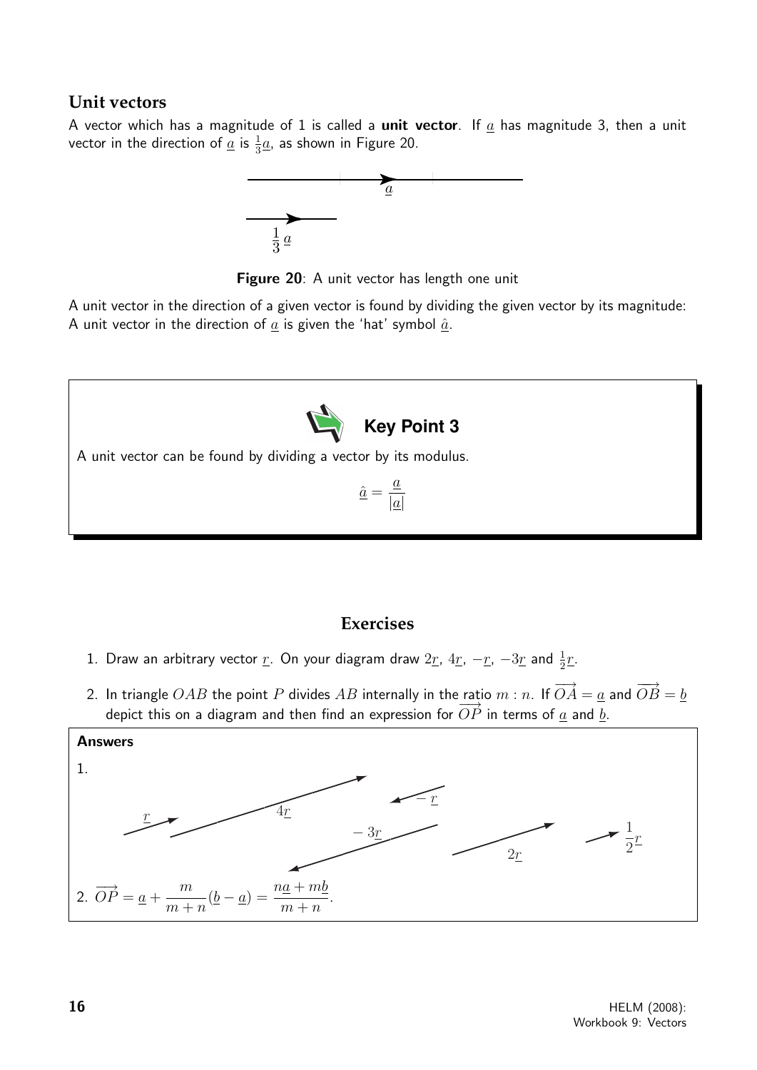## Unit vectors

A vector which has a magnitude of 1 is called a **unit vector**. If $\underline{a}$ has magnitude 3, then a unit vector in the direction of $\underline{a}$ is $\frac{1}{3}\underline{a}$, as shown in Figure 20.

$\underline{a}$

$\frac{1}{3}\underline{a}$

**Figure 20**: A unit vector has length one unit

A unit vector in the direction of a given vector is found by dividing the given vector by its magnitude: A unit vector in the direction of $\underline{a}$ is given the 'hat' symbol $\hat{\underline{a}}$.

### Key Point 3

A unit vector can be found by dividing a vector by its modulus.

$$\hat{\underline{a}} = \frac{\underline{a}}{|\underline{a}|}$$

## Exercises

1. Draw an arbitrary vector $\underline{r}$. On your diagram draw $2\underline{r}$, $4\underline{r}$, $-\underline{r}$, $-3\underline{r}$ and $\frac{1}{2}\underline{r}$.

2. In triangle $OAB$ the point $P$ divides $AB$ internally in the ratio $m : n$. If $\overrightarrow{OA} = \underline{a}$ and $\overrightarrow{OB} = \underline{b}$ depict this on a diagram and then find an expression for $\overrightarrow{OP}$ in terms of $\underline{a}$ and $\underline{b}$.

**Answers**

1.

$\underline{r}$ $\quad 4\underline{r} \quad -\underline{r} \quad -3\underline{r} \quad 2\underline{r} \quad \frac{1}{2}\underline{r}$

2. $\overrightarrow{OP} = \underline{a} + \dfrac{m}{m+n}(\underline{b} - \underline{a}) = \dfrac{n\underline{a} + m\underline{b}}{m+n}$.